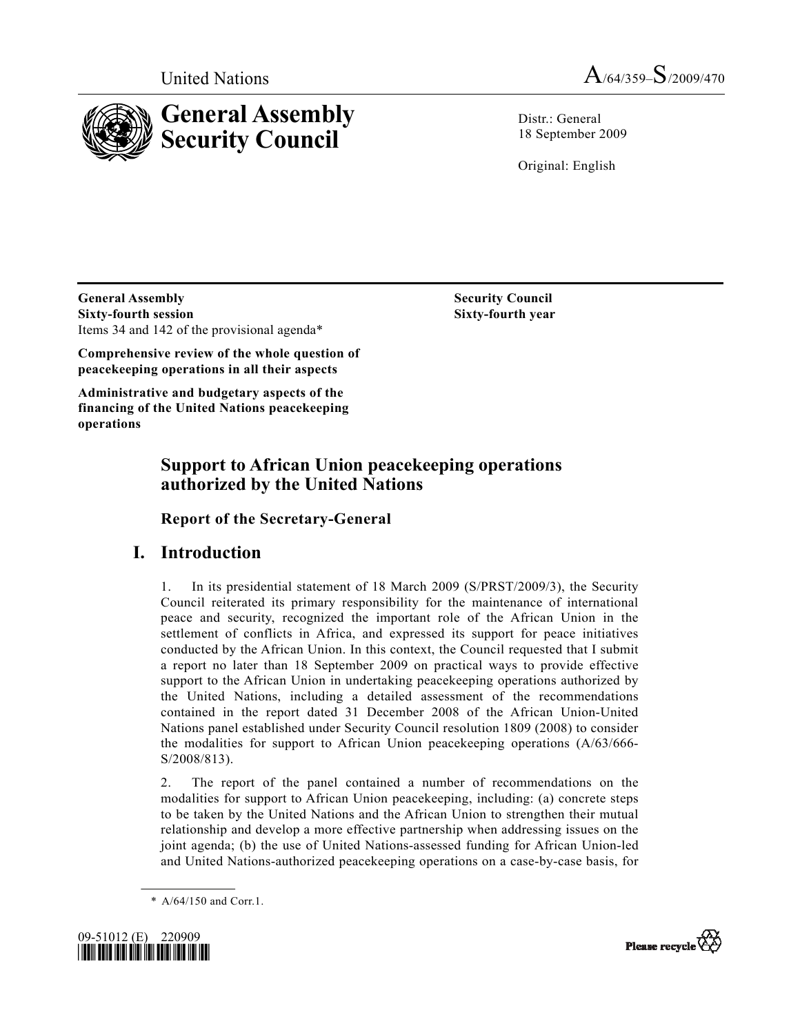United Nations A/64/359–S/2009/470

# General Assembly Security Council

Distr.: General
18 September 2009

Original: English

**General Assembly**
**Sixty-fourth session**
Items 34 and 142 of the provisional agenda*

**Comprehensive review of the whole question of peacekeeping operations in all their aspects**

**Administrative and budgetary aspects of the financing of the United Nations peacekeeping operations**

**Security Council**
**Sixty-fourth year**

## Support to African Union peacekeeping operations authorized by the United Nations

### Report of the Secretary-General

## I. Introduction

1. In its presidential statement of 18 March 2009 (S/PRST/2009/3), the Security Council reiterated its primary responsibility for the maintenance of international peace and security, recognized the important role of the African Union in the settlement of conflicts in Africa, and expressed its support for peace initiatives conducted by the African Union. In this context, the Council requested that I submit a report no later than 18 September 2009 on practical ways to provide effective support to the African Union in undertaking peacekeeping operations authorized by the United Nations, including a detailed assessment of the recommendations contained in the report dated 31 December 2008 of the African Union-United Nations panel established under Security Council resolution 1809 (2008) to consider the modalities for support to African Union peacekeeping operations (A/63/666-S/2008/813).

2. The report of the panel contained a number of recommendations on the modalities for support to African Union peacekeeping, including: (a) concrete steps to be taken by the United Nations and the African Union to strengthen their mutual relationship and develop a more effective partnership when addressing issues on the joint agenda; (b) the use of United Nations-assessed funding for African Union-led and United Nations-authorized peacekeeping operations on a case-by-case basis, for

\* A/64/150 and Corr.1.

09-51012 (E) 220909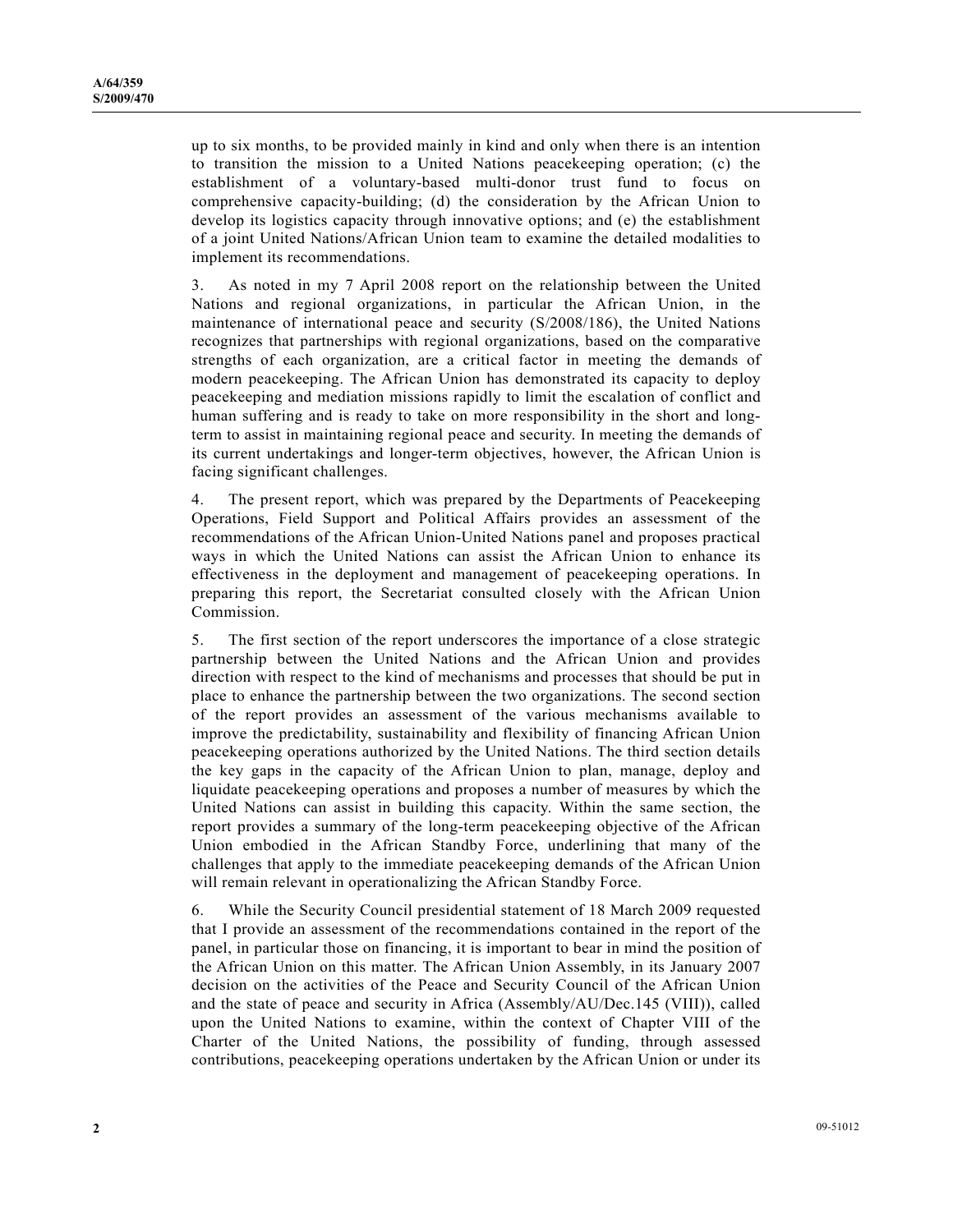up to six months, to be provided mainly in kind and only when there is an intention to transition the mission to a United Nations peacekeeping operation; (c) the establishment of a voluntary-based multi-donor trust fund to focus on comprehensive capacity-building; (d) the consideration by the African Union to develop its logistics capacity through innovative options; and (e) the establishment of a joint United Nations/African Union team to examine the detailed modalities to implement its recommendations.

3. As noted in my 7 April 2008 report on the relationship between the United Nations and regional organizations, in particular the African Union, in the maintenance of international peace and security (S/2008/186), the United Nations recognizes that partnerships with regional organizations, based on the comparative strengths of each organization, are a critical factor in meeting the demands of modern peacekeeping. The African Union has demonstrated its capacity to deploy peacekeeping and mediation missions rapidly to limit the escalation of conflict and human suffering and is ready to take on more responsibility in the short and long-term to assist in maintaining regional peace and security. In meeting the demands of its current undertakings and longer-term objectives, however, the African Union is facing significant challenges.

4. The present report, which was prepared by the Departments of Peacekeeping Operations, Field Support and Political Affairs provides an assessment of the recommendations of the African Union-United Nations panel and proposes practical ways in which the United Nations can assist the African Union to enhance its effectiveness in the deployment and management of peacekeeping operations. In preparing this report, the Secretariat consulted closely with the African Union Commission.

5. The first section of the report underscores the importance of a close strategic partnership between the United Nations and the African Union and provides direction with respect to the kind of mechanisms and processes that should be put in place to enhance the partnership between the two organizations. The second section of the report provides an assessment of the various mechanisms available to improve the predictability, sustainability and flexibility of financing African Union peacekeeping operations authorized by the United Nations. The third section details the key gaps in the capacity of the African Union to plan, manage, deploy and liquidate peacekeeping operations and proposes a number of measures by which the United Nations can assist in building this capacity. Within the same section, the report provides a summary of the long-term peacekeeping objective of the African Union embodied in the African Standby Force, underlining that many of the challenges that apply to the immediate peacekeeping demands of the African Union will remain relevant in operationalizing the African Standby Force.

6. While the Security Council presidential statement of 18 March 2009 requested that I provide an assessment of the recommendations contained in the report of the panel, in particular those on financing, it is important to bear in mind the position of the African Union on this matter. The African Union Assembly, in its January 2007 decision on the activities of the Peace and Security Council of the African Union and the state of peace and security in Africa (Assembly/AU/Dec.145 (VIII)), called upon the United Nations to examine, within the context of Chapter VIII of the Charter of the United Nations, the possibility of funding, through assessed contributions, peacekeeping operations undertaken by the African Union or under its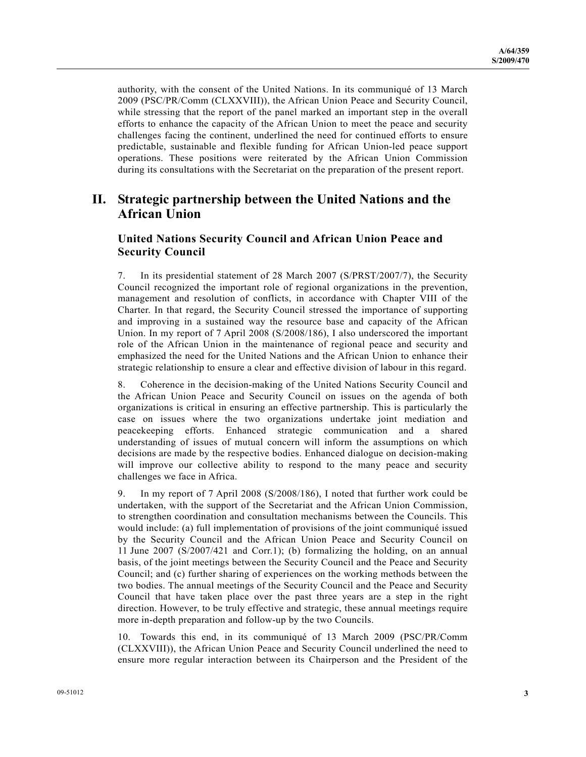authority, with the consent of the United Nations. In its communiqué of 13 March 2009 (PSC/PR/Comm (CLXXVIII)), the African Union Peace and Security Council, while stressing that the report of the panel marked an important step in the overall efforts to enhance the capacity of the African Union to meet the peace and security challenges facing the continent, underlined the need for continued efforts to ensure predictable, sustainable and flexible funding for African Union-led peace support operations. These positions were reiterated by the African Union Commission during its consultations with the Secretariat on the preparation of the present report.

## II. Strategic partnership between the United Nations and the African Union

### United Nations Security Council and African Union Peace and Security Council

7. In its presidential statement of 28 March 2007 (S/PRST/2007/7), the Security Council recognized the important role of regional organizations in the prevention, management and resolution of conflicts, in accordance with Chapter VIII of the Charter. In that regard, the Security Council stressed the importance of supporting and improving in a sustained way the resource base and capacity of the African Union. In my report of 7 April 2008 (S/2008/186), I also underscored the important role of the African Union in the maintenance of regional peace and security and emphasized the need for the United Nations and the African Union to enhance their strategic relationship to ensure a clear and effective division of labour in this regard.

8. Coherence in the decision-making of the United Nations Security Council and the African Union Peace and Security Council on issues on the agenda of both organizations is critical in ensuring an effective partnership. This is particularly the case on issues where the two organizations undertake joint mediation and peacekeeping efforts. Enhanced strategic communication and a shared understanding of issues of mutual concern will inform the assumptions on which decisions are made by the respective bodies. Enhanced dialogue on decision-making will improve our collective ability to respond to the many peace and security challenges we face in Africa.

9. In my report of 7 April 2008 (S/2008/186), I noted that further work could be undertaken, with the support of the Secretariat and the African Union Commission, to strengthen coordination and consultation mechanisms between the Councils. This would include: (a) full implementation of provisions of the joint communiqué issued by the Security Council and the African Union Peace and Security Council on 11 June 2007 (S/2007/421 and Corr.1); (b) formalizing the holding, on an annual basis, of the joint meetings between the Security Council and the Peace and Security Council; and (c) further sharing of experiences on the working methods between the two bodies. The annual meetings of the Security Council and the Peace and Security Council that have taken place over the past three years are a step in the right direction. However, to be truly effective and strategic, these annual meetings require more in-depth preparation and follow-up by the two Councils.

10. Towards this end, in its communiqué of 13 March 2009 (PSC/PR/Comm (CLXXVIII)), the African Union Peace and Security Council underlined the need to ensure more regular interaction between its Chairperson and the President of the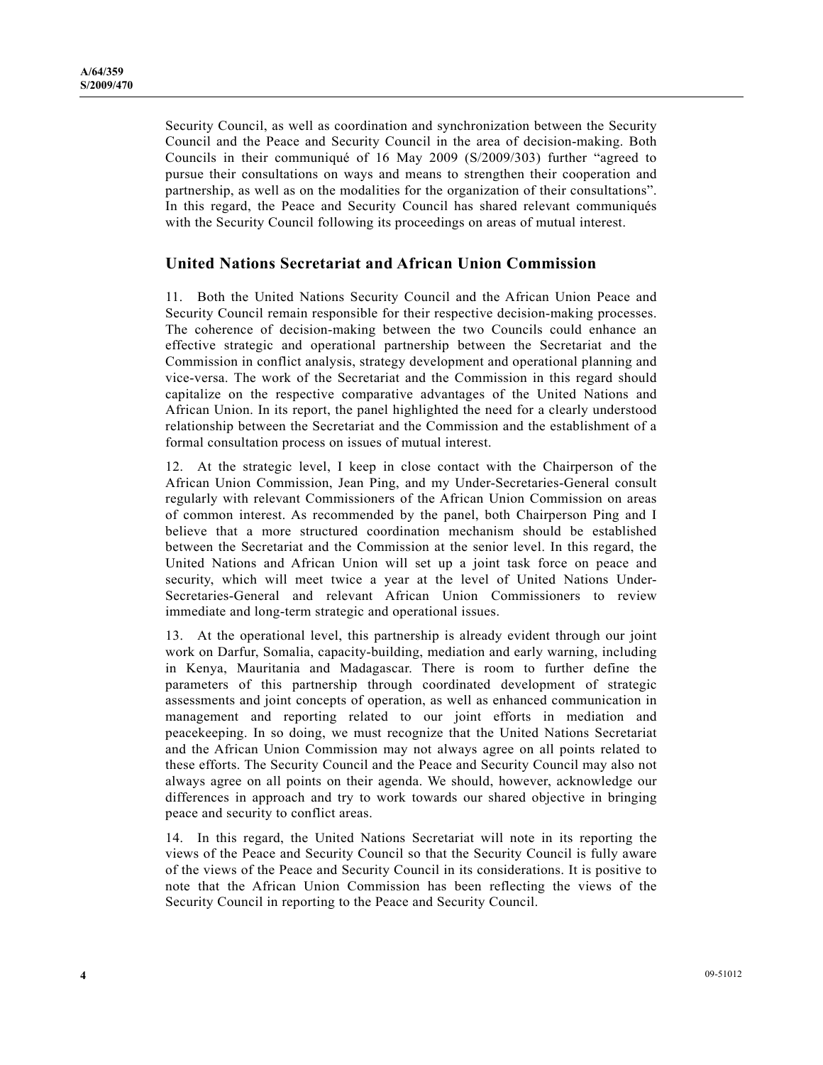Security Council, as well as coordination and synchronization between the Security Council and the Peace and Security Council in the area of decision-making. Both Councils in their communiqué of 16 May 2009 (S/2009/303) further "agreed to pursue their consultations on ways and means to strengthen their cooperation and partnership, as well as on the modalities for the organization of their consultations". In this regard, the Peace and Security Council has shared relevant communiqués with the Security Council following its proceedings on areas of mutual interest.

## United Nations Secretariat and African Union Commission

11. Both the United Nations Security Council and the African Union Peace and Security Council remain responsible for their respective decision-making processes. The coherence of decision-making between the two Councils could enhance an effective strategic and operational partnership between the Secretariat and the Commission in conflict analysis, strategy development and operational planning and vice-versa. The work of the Secretariat and the Commission in this regard should capitalize on the respective comparative advantages of the United Nations and African Union. In its report, the panel highlighted the need for a clearly understood relationship between the Secretariat and the Commission and the establishment of a formal consultation process on issues of mutual interest.

12. At the strategic level, I keep in close contact with the Chairperson of the African Union Commission, Jean Ping, and my Under-Secretaries-General consult regularly with relevant Commissioners of the African Union Commission on areas of common interest. As recommended by the panel, both Chairperson Ping and I believe that a more structured coordination mechanism should be established between the Secretariat and the Commission at the senior level. In this regard, the United Nations and African Union will set up a joint task force on peace and security, which will meet twice a year at the level of United Nations Under-Secretaries-General and relevant African Union Commissioners to review immediate and long-term strategic and operational issues.

13. At the operational level, this partnership is already evident through our joint work on Darfur, Somalia, capacity-building, mediation and early warning, including in Kenya, Mauritania and Madagascar. There is room to further define the parameters of this partnership through coordinated development of strategic assessments and joint concepts of operation, as well as enhanced communication in management and reporting related to our joint efforts in mediation and peacekeeping. In so doing, we must recognize that the United Nations Secretariat and the African Union Commission may not always agree on all points related to these efforts. The Security Council and the Peace and Security Council may also not always agree on all points on their agenda. We should, however, acknowledge our differences in approach and try to work towards our shared objective in bringing peace and security to conflict areas.

14. In this regard, the United Nations Secretariat will note in its reporting the views of the Peace and Security Council so that the Security Council is fully aware of the views of the Peace and Security Council in its considerations. It is positive to note that the African Union Commission has been reflecting the views of the Security Council in reporting to the Peace and Security Council.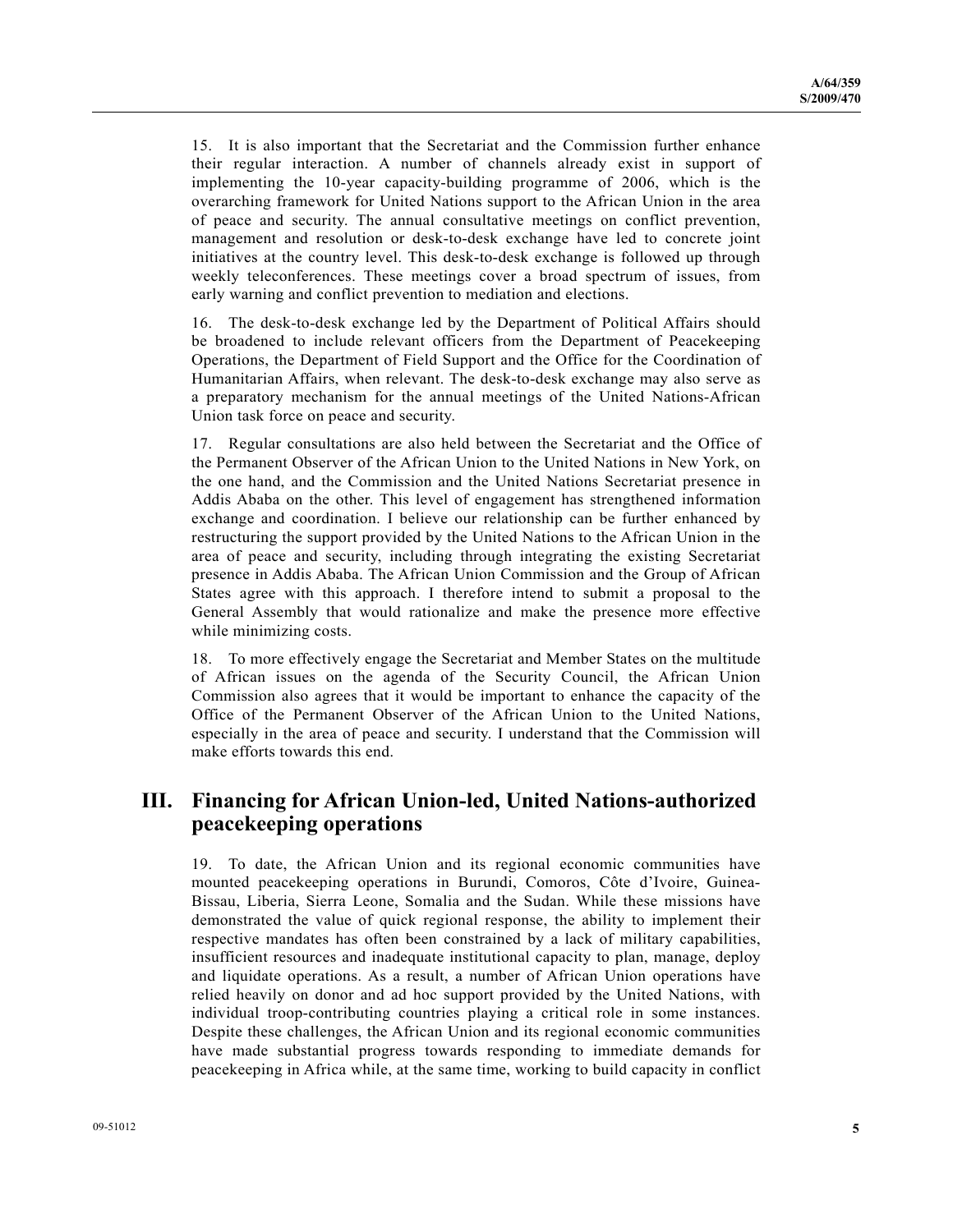15. It is also important that the Secretariat and the Commission further enhance their regular interaction. A number of channels already exist in support of implementing the 10-year capacity-building programme of 2006, which is the overarching framework for United Nations support to the African Union in the area of peace and security. The annual consultative meetings on conflict prevention, management and resolution or desk-to-desk exchange have led to concrete joint initiatives at the country level. This desk-to-desk exchange is followed up through weekly teleconferences. These meetings cover a broad spectrum of issues, from early warning and conflict prevention to mediation and elections.

16. The desk-to-desk exchange led by the Department of Political Affairs should be broadened to include relevant officers from the Department of Peacekeeping Operations, the Department of Field Support and the Office for the Coordination of Humanitarian Affairs, when relevant. The desk-to-desk exchange may also serve as a preparatory mechanism for the annual meetings of the United Nations-African Union task force on peace and security.

17. Regular consultations are also held between the Secretariat and the Office of the Permanent Observer of the African Union to the United Nations in New York, on the one hand, and the Commission and the United Nations Secretariat presence in Addis Ababa on the other. This level of engagement has strengthened information exchange and coordination. I believe our relationship can be further enhanced by restructuring the support provided by the United Nations to the African Union in the area of peace and security, including through integrating the existing Secretariat presence in Addis Ababa. The African Union Commission and the Group of African States agree with this approach. I therefore intend to submit a proposal to the General Assembly that would rationalize and make the presence more effective while minimizing costs.

18. To more effectively engage the Secretariat and Member States on the multitude of African issues on the agenda of the Security Council, the African Union Commission also agrees that it would be important to enhance the capacity of the Office of the Permanent Observer of the African Union to the United Nations, especially in the area of peace and security. I understand that the Commission will make efforts towards this end.

## III. Financing for African Union-led, United Nations-authorized peacekeeping operations

19. To date, the African Union and its regional economic communities have mounted peacekeeping operations in Burundi, Comoros, Côte d'Ivoire, Guinea-Bissau, Liberia, Sierra Leone, Somalia and the Sudan. While these missions have demonstrated the value of quick regional response, the ability to implement their respective mandates has often been constrained by a lack of military capabilities, insufficient resources and inadequate institutional capacity to plan, manage, deploy and liquidate operations. As a result, a number of African Union operations have relied heavily on donor and ad hoc support provided by the United Nations, with individual troop-contributing countries playing a critical role in some instances. Despite these challenges, the African Union and its regional economic communities have made substantial progress towards responding to immediate demands for peacekeeping in Africa while, at the same time, working to build capacity in conflict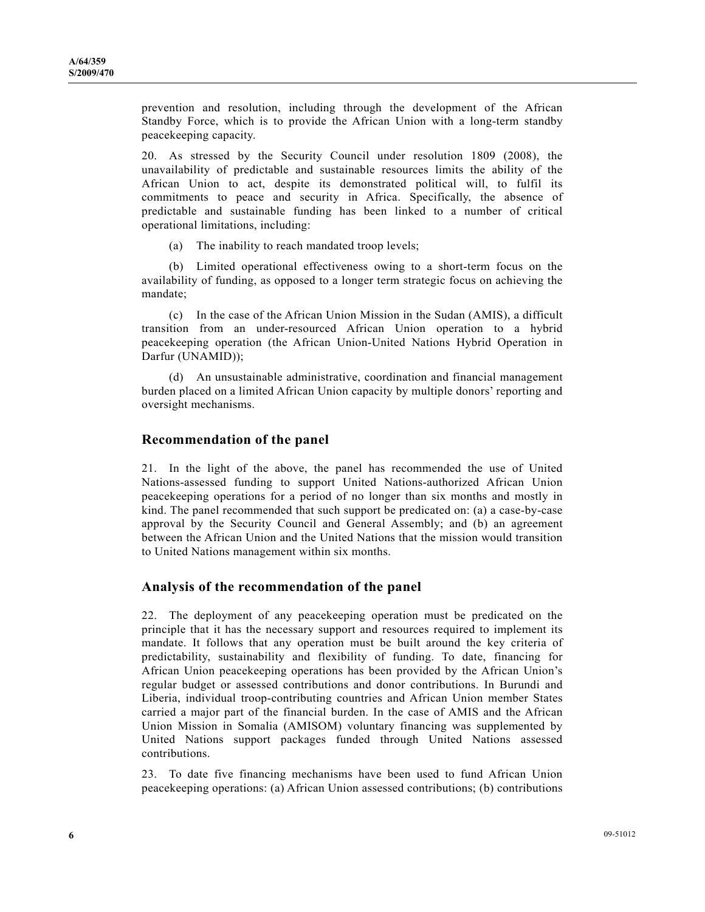prevention and resolution, including through the development of the African Standby Force, which is to provide the African Union with a long-term standby peacekeeping capacity.

20. As stressed by the Security Council under resolution 1809 (2008), the unavailability of predictable and sustainable resources limits the ability of the African Union to act, despite its demonstrated political will, to fulfil its commitments to peace and security in Africa. Specifically, the absence of predictable and sustainable funding has been linked to a number of critical operational limitations, including:

(a) The inability to reach mandated troop levels;

(b) Limited operational effectiveness owing to a short-term focus on the availability of funding, as opposed to a longer term strategic focus on achieving the mandate;

(c) In the case of the African Union Mission in the Sudan (AMIS), a difficult transition from an under-resourced African Union operation to a hybrid peacekeeping operation (the African Union-United Nations Hybrid Operation in Darfur (UNAMID));

(d) An unsustainable administrative, coordination and financial management burden placed on a limited African Union capacity by multiple donors' reporting and oversight mechanisms.

## Recommendation of the panel

21. In the light of the above, the panel has recommended the use of United Nations-assessed funding to support United Nations-authorized African Union peacekeeping operations for a period of no longer than six months and mostly in kind. The panel recommended that such support be predicated on: (a) a case-by-case approval by the Security Council and General Assembly; and (b) an agreement between the African Union and the United Nations that the mission would transition to United Nations management within six months.

## Analysis of the recommendation of the panel

22. The deployment of any peacekeeping operation must be predicated on the principle that it has the necessary support and resources required to implement its mandate. It follows that any operation must be built around the key criteria of predictability, sustainability and flexibility of funding. To date, financing for African Union peacekeeping operations has been provided by the African Union's regular budget or assessed contributions and donor contributions. In Burundi and Liberia, individual troop-contributing countries and African Union member States carried a major part of the financial burden. In the case of AMIS and the African Union Mission in Somalia (AMISOM) voluntary financing was supplemented by United Nations support packages funded through United Nations assessed contributions.

23. To date five financing mechanisms have been used to fund African Union peacekeeping operations: (a) African Union assessed contributions; (b) contributions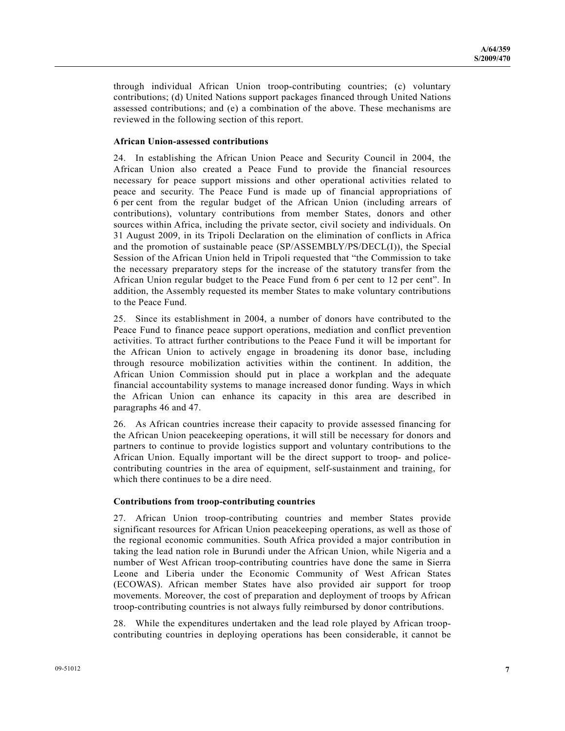through individual African Union troop-contributing countries; (c) voluntary contributions; (d) United Nations support packages financed through United Nations assessed contributions; and (e) a combination of the above. These mechanisms are reviewed in the following section of this report.

**African Union-assessed contributions**

24. In establishing the African Union Peace and Security Council in 2004, the African Union also created a Peace Fund to provide the financial resources necessary for peace support missions and other operational activities related to peace and security. The Peace Fund is made up of financial appropriations of 6 per cent from the regular budget of the African Union (including arrears of contributions), voluntary contributions from member States, donors and other sources within Africa, including the private sector, civil society and individuals. On 31 August 2009, in its Tripoli Declaration on the elimination of conflicts in Africa and the promotion of sustainable peace (SP/ASSEMBLY/PS/DECL(I)), the Special Session of the African Union held in Tripoli requested that "the Commission to take the necessary preparatory steps for the increase of the statutory transfer from the African Union regular budget to the Peace Fund from 6 per cent to 12 per cent". In addition, the Assembly requested its member States to make voluntary contributions to the Peace Fund.

25. Since its establishment in 2004, a number of donors have contributed to the Peace Fund to finance peace support operations, mediation and conflict prevention activities. To attract further contributions to the Peace Fund it will be important for the African Union to actively engage in broadening its donor base, including through resource mobilization activities within the continent. In addition, the African Union Commission should put in place a workplan and the adequate financial accountability systems to manage increased donor funding. Ways in which the African Union can enhance its capacity in this area are described in paragraphs 46 and 47.

26. As African countries increase their capacity to provide assessed financing for the African Union peacekeeping operations, it will still be necessary for donors and partners to continue to provide logistics support and voluntary contributions to the African Union. Equally important will be the direct support to troop- and police-contributing countries in the area of equipment, self-sustainment and training, for which there continues to be a dire need.

**Contributions from troop-contributing countries**

27. African Union troop-contributing countries and member States provide significant resources for African Union peacekeeping operations, as well as those of the regional economic communities. South Africa provided a major contribution in taking the lead nation role in Burundi under the African Union, while Nigeria and a number of West African troop-contributing countries have done the same in Sierra Leone and Liberia under the Economic Community of West African States (ECOWAS). African member States have also provided air support for troop movements. Moreover, the cost of preparation and deployment of troops by African troop-contributing countries is not always fully reimbursed by donor contributions.

28. While the expenditures undertaken and the lead role played by African troop-contributing countries in deploying operations has been considerable, it cannot be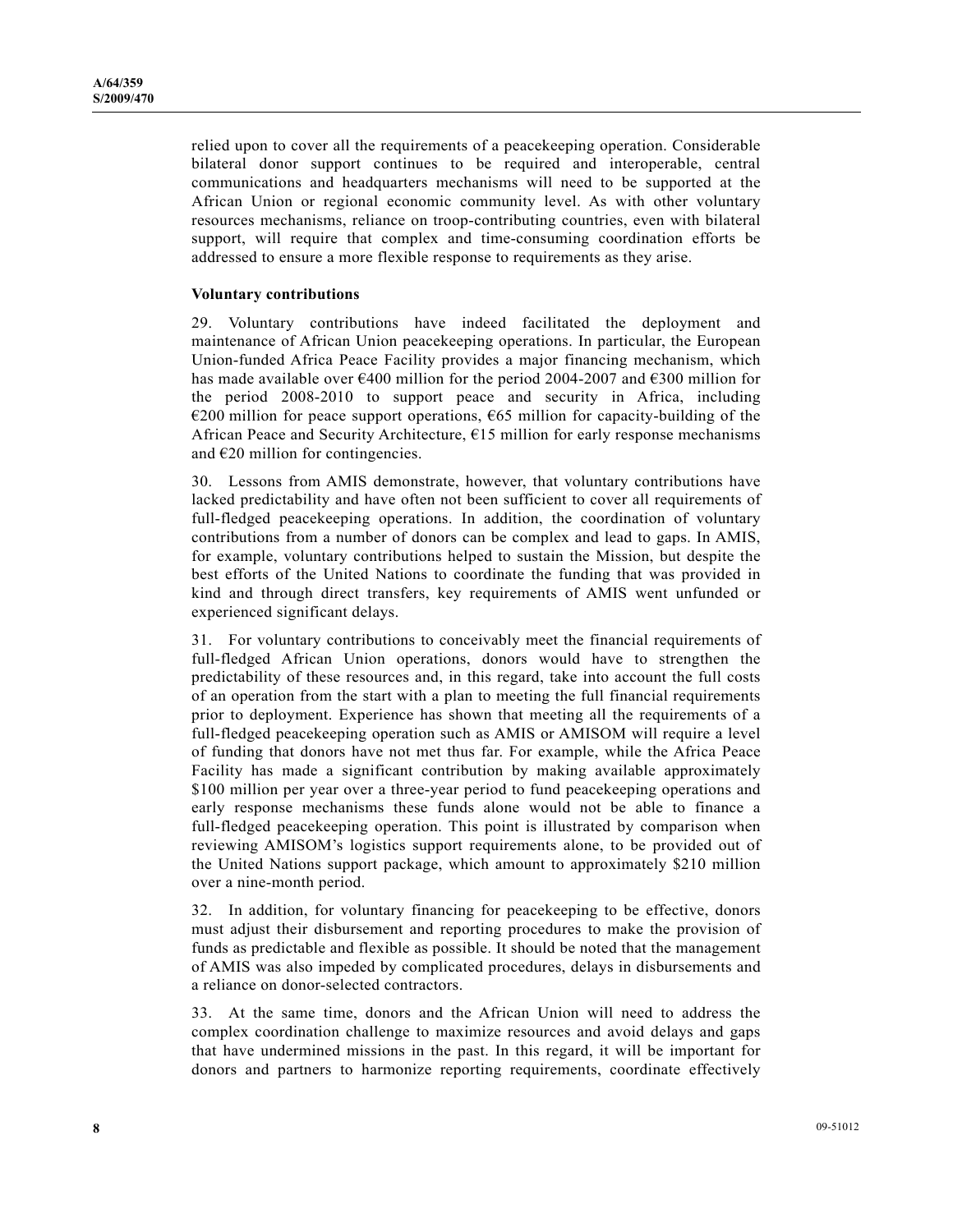relied upon to cover all the requirements of a peacekeeping operation. Considerable bilateral donor support continues to be required and interoperable, central communications and headquarters mechanisms will need to be supported at the African Union or regional economic community level. As with other voluntary resources mechanisms, reliance on troop-contributing countries, even with bilateral support, will require that complex and time-consuming coordination efforts be addressed to ensure a more flexible response to requirements as they arise.

**Voluntary contributions**

29. Voluntary contributions have indeed facilitated the deployment and maintenance of African Union peacekeeping operations. In particular, the European Union-funded Africa Peace Facility provides a major financing mechanism, which has made available over €400 million for the period 2004-2007 and €300 million for the period 2008-2010 to support peace and security in Africa, including €200 million for peace support operations, €65 million for capacity-building of the African Peace and Security Architecture, €15 million for early response mechanisms and €20 million for contingencies.

30. Lessons from AMIS demonstrate, however, that voluntary contributions have lacked predictability and have often not been sufficient to cover all requirements of full-fledged peacekeeping operations. In addition, the coordination of voluntary contributions from a number of donors can be complex and lead to gaps. In AMIS, for example, voluntary contributions helped to sustain the Mission, but despite the best efforts of the United Nations to coordinate the funding that was provided in kind and through direct transfers, key requirements of AMIS went unfunded or experienced significant delays.

31. For voluntary contributions to conceivably meet the financial requirements of full-fledged African Union operations, donors would have to strengthen the predictability of these resources and, in this regard, take into account the full costs of an operation from the start with a plan to meeting the full financial requirements prior to deployment. Experience has shown that meeting all the requirements of a full-fledged peacekeeping operation such as AMIS or AMISOM will require a level of funding that donors have not met thus far. For example, while the Africa Peace Facility has made a significant contribution by making available approximately \$100 million per year over a three-year period to fund peacekeeping operations and early response mechanisms these funds alone would not be able to finance a full-fledged peacekeeping operation. This point is illustrated by comparison when reviewing AMISOM's logistics support requirements alone, to be provided out of the United Nations support package, which amount to approximately \$210 million over a nine-month period.

32. In addition, for voluntary financing for peacekeeping to be effective, donors must adjust their disbursement and reporting procedures to make the provision of funds as predictable and flexible as possible. It should be noted that the management of AMIS was also impeded by complicated procedures, delays in disbursements and a reliance on donor-selected contractors.

33. At the same time, donors and the African Union will need to address the complex coordination challenge to maximize resources and avoid delays and gaps that have undermined missions in the past. In this regard, it will be important for donors and partners to harmonize reporting requirements, coordinate effectively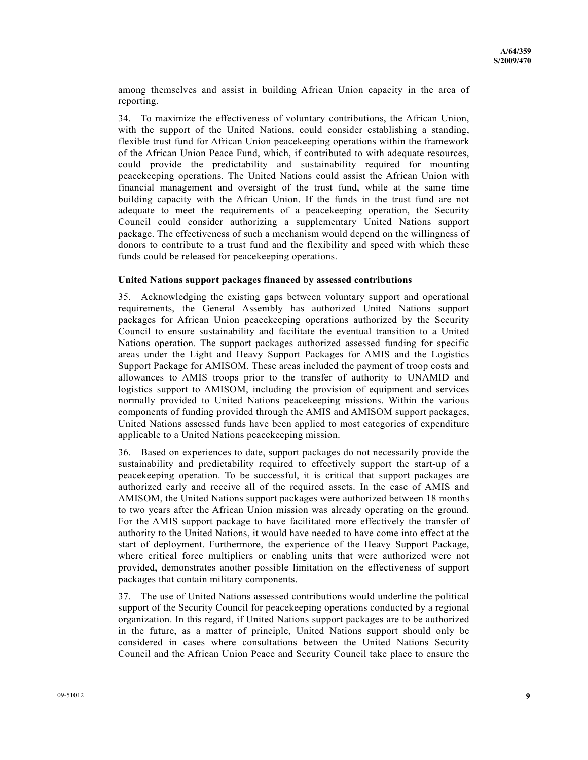among themselves and assist in building African Union capacity in the area of reporting.

34. To maximize the effectiveness of voluntary contributions, the African Union, with the support of the United Nations, could consider establishing a standing, flexible trust fund for African Union peacekeeping operations within the framework of the African Union Peace Fund, which, if contributed to with adequate resources, could provide the predictability and sustainability required for mounting peacekeeping operations. The United Nations could assist the African Union with financial management and oversight of the trust fund, while at the same time building capacity with the African Union. If the funds in the trust fund are not adequate to meet the requirements of a peacekeeping operation, the Security Council could consider authorizing a supplementary United Nations support package. The effectiveness of such a mechanism would depend on the willingness of donors to contribute to a trust fund and the flexibility and speed with which these funds could be released for peacekeeping operations.

**United Nations support packages financed by assessed contributions**

35. Acknowledging the existing gaps between voluntary support and operational requirements, the General Assembly has authorized United Nations support packages for African Union peacekeeping operations authorized by the Security Council to ensure sustainability and facilitate the eventual transition to a United Nations operation. The support packages authorized assessed funding for specific areas under the Light and Heavy Support Packages for AMIS and the Logistics Support Package for AMISOM. These areas included the payment of troop costs and allowances to AMIS troops prior to the transfer of authority to UNAMID and logistics support to AMISOM, including the provision of equipment and services normally provided to United Nations peacekeeping missions. Within the various components of funding provided through the AMIS and AMISOM support packages, United Nations assessed funds have been applied to most categories of expenditure applicable to a United Nations peacekeeping mission.

36. Based on experiences to date, support packages do not necessarily provide the sustainability and predictability required to effectively support the start-up of a peacekeeping operation. To be successful, it is critical that support packages are authorized early and receive all of the required assets. In the case of AMIS and AMISOM, the United Nations support packages were authorized between 18 months to two years after the African Union mission was already operating on the ground. For the AMIS support package to have facilitated more effectively the transfer of authority to the United Nations, it would have needed to have come into effect at the start of deployment. Furthermore, the experience of the Heavy Support Package, where critical force multipliers or enabling units that were authorized were not provided, demonstrates another possible limitation on the effectiveness of support packages that contain military components.

37. The use of United Nations assessed contributions would underline the political support of the Security Council for peacekeeping operations conducted by a regional organization. In this regard, if United Nations support packages are to be authorized in the future, as a matter of principle, United Nations support should only be considered in cases where consultations between the United Nations Security Council and the African Union Peace and Security Council take place to ensure the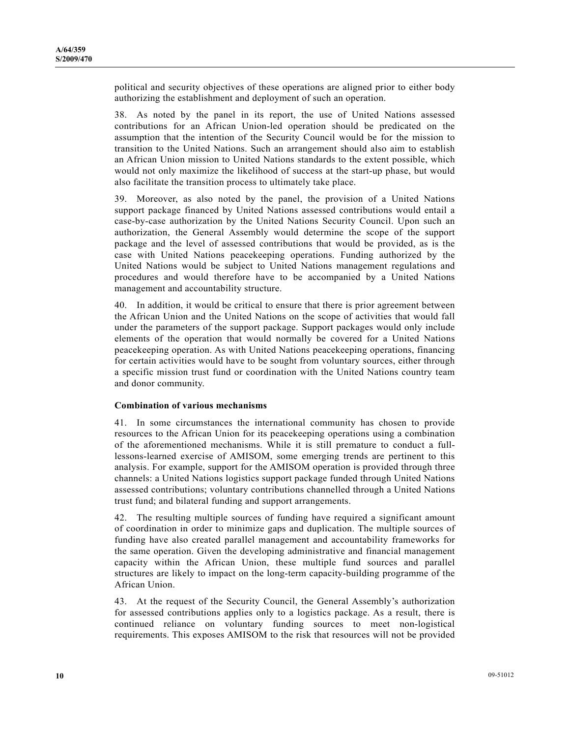political and security objectives of these operations are aligned prior to either body authorizing the establishment and deployment of such an operation.

38. As noted by the panel in its report, the use of United Nations assessed contributions for an African Union-led operation should be predicated on the assumption that the intention of the Security Council would be for the mission to transition to the United Nations. Such an arrangement should also aim to establish an African Union mission to United Nations standards to the extent possible, which would not only maximize the likelihood of success at the start-up phase, but would also facilitate the transition process to ultimately take place.

39. Moreover, as also noted by the panel, the provision of a United Nations support package financed by United Nations assessed contributions would entail a case-by-case authorization by the United Nations Security Council. Upon such an authorization, the General Assembly would determine the scope of the support package and the level of assessed contributions that would be provided, as is the case with United Nations peacekeeping operations. Funding authorized by the United Nations would be subject to United Nations management regulations and procedures and would therefore have to be accompanied by a United Nations management and accountability structure.

40. In addition, it would be critical to ensure that there is prior agreement between the African Union and the United Nations on the scope of activities that would fall under the parameters of the support package. Support packages would only include elements of the operation that would normally be covered for a United Nations peacekeeping operation. As with United Nations peacekeeping operations, financing for certain activities would have to be sought from voluntary sources, either through a specific mission trust fund or coordination with the United Nations country team and donor community.

**Combination of various mechanisms**

41. In some circumstances the international community has chosen to provide resources to the African Union for its peacekeeping operations using a combination of the aforementioned mechanisms. While it is still premature to conduct a full-lessons-learned exercise of AMISOM, some emerging trends are pertinent to this analysis. For example, support for the AMISOM operation is provided through three channels: a United Nations logistics support package funded through United Nations assessed contributions; voluntary contributions channelled through a United Nations trust fund; and bilateral funding and support arrangements.

42. The resulting multiple sources of funding have required a significant amount of coordination in order to minimize gaps and duplication. The multiple sources of funding have also created parallel management and accountability frameworks for the same operation. Given the developing administrative and financial management capacity within the African Union, these multiple fund sources and parallel structures are likely to impact on the long-term capacity-building programme of the African Union.

43. At the request of the Security Council, the General Assembly's authorization for assessed contributions applies only to a logistics package. As a result, there is continued reliance on voluntary funding sources to meet non-logistical requirements. This exposes AMISOM to the risk that resources will not be provided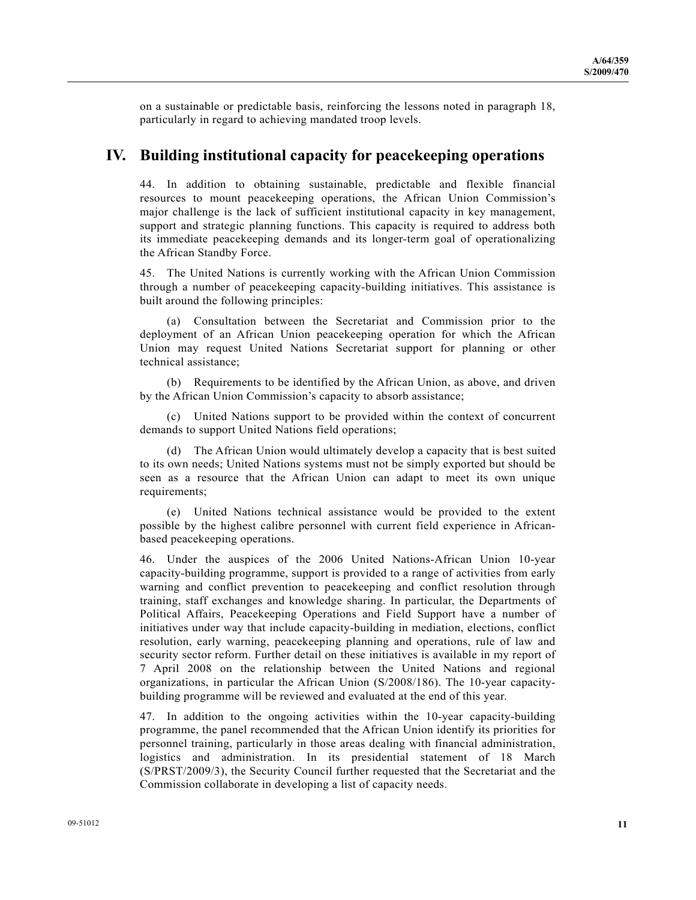on a sustainable or predictable basis, reinforcing the lessons noted in paragraph 18, particularly in regard to achieving mandated troop levels.

## IV. Building institutional capacity for peacekeeping operations

44. In addition to obtaining sustainable, predictable and flexible financial resources to mount peacekeeping operations, the African Union Commission's major challenge is the lack of sufficient institutional capacity in key management, support and strategic planning functions. This capacity is required to address both its immediate peacekeeping demands and its longer-term goal of operationalizing the African Standby Force.

45. The United Nations is currently working with the African Union Commission through a number of peacekeeping capacity-building initiatives. This assistance is built around the following principles:

(a) Consultation between the Secretariat and Commission prior to the deployment of an African Union peacekeeping operation for which the African Union may request United Nations Secretariat support for planning or other technical assistance;

(b) Requirements to be identified by the African Union, as above, and driven by the African Union Commission's capacity to absorb assistance;

(c) United Nations support to be provided within the context of concurrent demands to support United Nations field operations;

(d) The African Union would ultimately develop a capacity that is best suited to its own needs; United Nations systems must not be simply exported but should be seen as a resource that the African Union can adapt to meet its own unique requirements;

(e) United Nations technical assistance would be provided to the extent possible by the highest calibre personnel with current field experience in African-based peacekeeping operations.

46. Under the auspices of the 2006 United Nations-African Union 10-year capacity-building programme, support is provided to a range of activities from early warning and conflict prevention to peacekeeping and conflict resolution through training, staff exchanges and knowledge sharing. In particular, the Departments of Political Affairs, Peacekeeping Operations and Field Support have a number of initiatives under way that include capacity-building in mediation, elections, conflict resolution, early warning, peacekeeping planning and operations, rule of law and security sector reform. Further detail on these initiatives is available in my report of 7 April 2008 on the relationship between the United Nations and regional organizations, in particular the African Union (S/2008/186). The 10-year capacity-building programme will be reviewed and evaluated at the end of this year.

47. In addition to the ongoing activities within the 10-year capacity-building programme, the panel recommended that the African Union identify its priorities for personnel training, particularly in those areas dealing with financial administration, logistics and administration. In its presidential statement of 18 March (S/PRST/2009/3), the Security Council further requested that the Secretariat and the Commission collaborate in developing a list of capacity needs.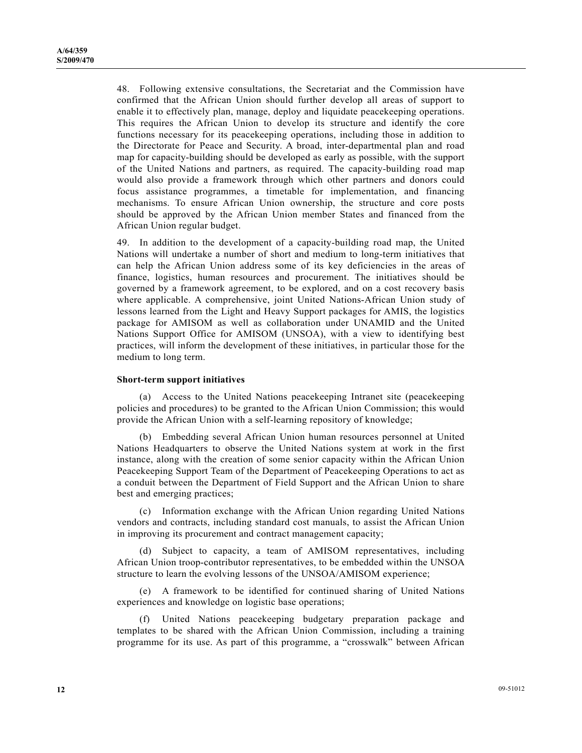48. Following extensive consultations, the Secretariat and the Commission have confirmed that the African Union should further develop all areas of support to enable it to effectively plan, manage, deploy and liquidate peacekeeping operations. This requires the African Union to develop its structure and identify the core functions necessary for its peacekeeping operations, including those in addition to the Directorate for Peace and Security. A broad, inter-departmental plan and road map for capacity-building should be developed as early as possible, with the support of the United Nations and partners, as required. The capacity-building road map would also provide a framework through which other partners and donors could focus assistance programmes, a timetable for implementation, and financing mechanisms. To ensure African Union ownership, the structure and core posts should be approved by the African Union member States and financed from the African Union regular budget.

49. In addition to the development of a capacity-building road map, the United Nations will undertake a number of short and medium to long-term initiatives that can help the African Union address some of its key deficiencies in the areas of finance, logistics, human resources and procurement. The initiatives should be governed by a framework agreement, to be explored, and on a cost recovery basis where applicable. A comprehensive, joint United Nations-African Union study of lessons learned from the Light and Heavy Support packages for AMIS, the logistics package for AMISOM as well as collaboration under UNAMID and the United Nations Support Office for AMISOM (UNSOA), with a view to identifying best practices, will inform the development of these initiatives, in particular those for the medium to long term.

**Short-term support initiatives**

(a) Access to the United Nations peacekeeping Intranet site (peacekeeping policies and procedures) to be granted to the African Union Commission; this would provide the African Union with a self-learning repository of knowledge;

(b) Embedding several African Union human resources personnel at United Nations Headquarters to observe the United Nations system at work in the first instance, along with the creation of some senior capacity within the African Union Peacekeeping Support Team of the Department of Peacekeeping Operations to act as a conduit between the Department of Field Support and the African Union to share best and emerging practices;

(c) Information exchange with the African Union regarding United Nations vendors and contracts, including standard cost manuals, to assist the African Union in improving its procurement and contract management capacity;

(d) Subject to capacity, a team of AMISOM representatives, including African Union troop-contributor representatives, to be embedded within the UNSOA structure to learn the evolving lessons of the UNSOA/AMISOM experience;

(e) A framework to be identified for continued sharing of United Nations experiences and knowledge on logistic base operations;

(f) United Nations peacekeeping budgetary preparation package and templates to be shared with the African Union Commission, including a training programme for its use. As part of this programme, a "crosswalk" between African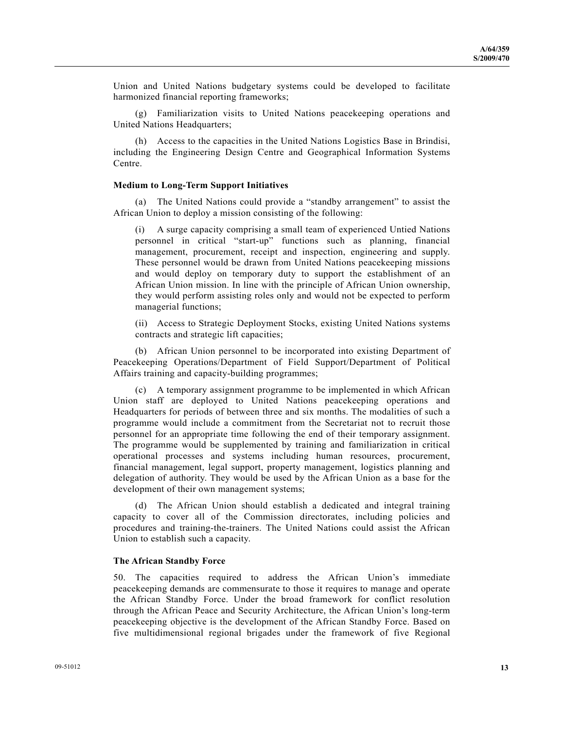Union and United Nations budgetary systems could be developed to facilitate harmonized financial reporting frameworks;

(g) Familiarization visits to United Nations peacekeeping operations and United Nations Headquarters;

(h) Access to the capacities in the United Nations Logistics Base in Brindisi, including the Engineering Design Centre and Geographical Information Systems Centre.

**Medium to Long-Term Support Initiatives**

(a) The United Nations could provide a "standby arrangement" to assist the African Union to deploy a mission consisting of the following:

(i) A surge capacity comprising a small team of experienced Untied Nations personnel in critical "start-up" functions such as planning, financial management, procurement, receipt and inspection, engineering and supply. These personnel would be drawn from United Nations peacekeeping missions and would deploy on temporary duty to support the establishment of an African Union mission. In line with the principle of African Union ownership, they would perform assisting roles only and would not be expected to perform managerial functions;

(ii) Access to Strategic Deployment Stocks, existing United Nations systems contracts and strategic lift capacities;

(b) African Union personnel to be incorporated into existing Department of Peacekeeping Operations/Department of Field Support/Department of Political Affairs training and capacity-building programmes;

(c) A temporary assignment programme to be implemented in which African Union staff are deployed to United Nations peacekeeping operations and Headquarters for periods of between three and six months. The modalities of such a programme would include a commitment from the Secretariat not to recruit those personnel for an appropriate time following the end of their temporary assignment. The programme would be supplemented by training and familiarization in critical operational processes and systems including human resources, procurement, financial management, legal support, property management, logistics planning and delegation of authority. They would be used by the African Union as a base for the development of their own management systems;

(d) The African Union should establish a dedicated and integral training capacity to cover all of the Commission directorates, including policies and procedures and training-the-trainers. The United Nations could assist the African Union to establish such a capacity.

**The African Standby Force**

50. The capacities required to address the African Union's immediate peacekeeping demands are commensurate to those it requires to manage and operate the African Standby Force. Under the broad framework for conflict resolution through the African Peace and Security Architecture, the African Union's long-term peacekeeping objective is the development of the African Standby Force. Based on five multidimensional regional brigades under the framework of five Regional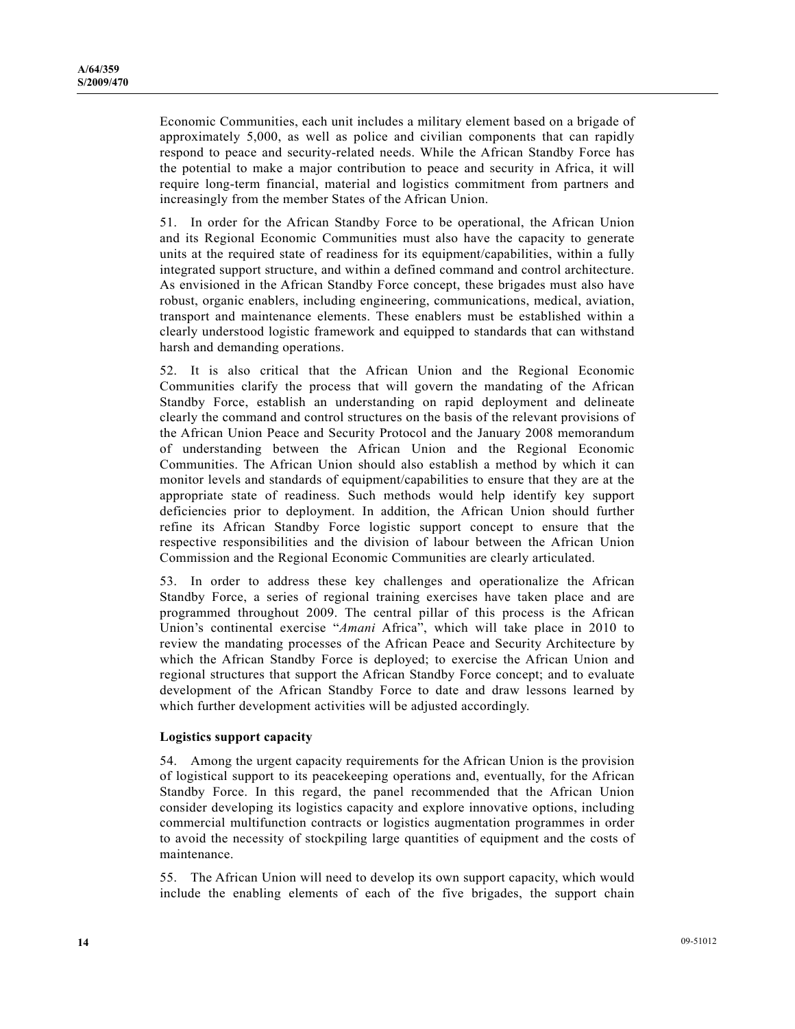Economic Communities, each unit includes a military element based on a brigade of approximately 5,000, as well as police and civilian components that can rapidly respond to peace and security-related needs. While the African Standby Force has the potential to make a major contribution to peace and security in Africa, it will require long-term financial, material and logistics commitment from partners and increasingly from the member States of the African Union.

51. In order for the African Standby Force to be operational, the African Union and its Regional Economic Communities must also have the capacity to generate units at the required state of readiness for its equipment/capabilities, within a fully integrated support structure, and within a defined command and control architecture. As envisioned in the African Standby Force concept, these brigades must also have robust, organic enablers, including engineering, communications, medical, aviation, transport and maintenance elements. These enablers must be established within a clearly understood logistic framework and equipped to standards that can withstand harsh and demanding operations.

52. It is also critical that the African Union and the Regional Economic Communities clarify the process that will govern the mandating of the African Standby Force, establish an understanding on rapid deployment and delineate clearly the command and control structures on the basis of the relevant provisions of the African Union Peace and Security Protocol and the January 2008 memorandum of understanding between the African Union and the Regional Economic Communities. The African Union should also establish a method by which it can monitor levels and standards of equipment/capabilities to ensure that they are at the appropriate state of readiness. Such methods would help identify key support deficiencies prior to deployment. In addition, the African Union should further refine its African Standby Force logistic support concept to ensure that the respective responsibilities and the division of labour between the African Union Commission and the Regional Economic Communities are clearly articulated.

53. In order to address these key challenges and operationalize the African Standby Force, a series of regional training exercises have taken place and are programmed throughout 2009. The central pillar of this process is the African Union's continental exercise "*Amani* Africa", which will take place in 2010 to review the mandating processes of the African Peace and Security Architecture by which the African Standby Force is deployed; to exercise the African Union and regional structures that support the African Standby Force concept; and to evaluate development of the African Standby Force to date and draw lessons learned by which further development activities will be adjusted accordingly.

**Logistics support capacity**

54. Among the urgent capacity requirements for the African Union is the provision of logistical support to its peacekeeping operations and, eventually, for the African Standby Force. In this regard, the panel recommended that the African Union consider developing its logistics capacity and explore innovative options, including commercial multifunction contracts or logistics augmentation programmes in order to avoid the necessity of stockpiling large quantities of equipment and the costs of maintenance.

55. The African Union will need to develop its own support capacity, which would include the enabling elements of each of the five brigades, the support chain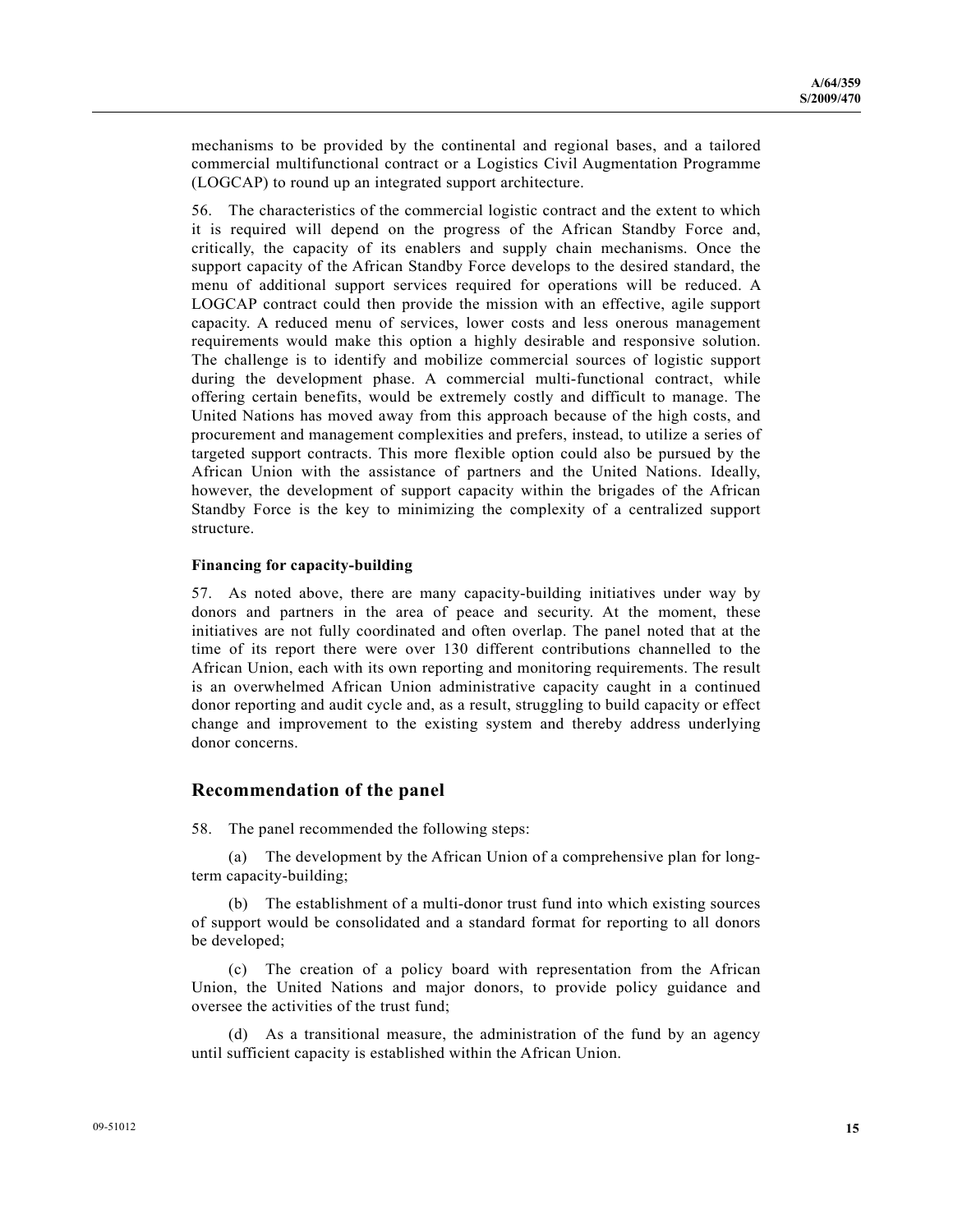mechanisms to be provided by the continental and regional bases, and a tailored commercial multifunctional contract or a Logistics Civil Augmentation Programme (LOGCAP) to round up an integrated support architecture.

56. The characteristics of the commercial logistic contract and the extent to which it is required will depend on the progress of the African Standby Force and, critically, the capacity of its enablers and supply chain mechanisms. Once the support capacity of the African Standby Force develops to the desired standard, the menu of additional support services required for operations will be reduced. A LOGCAP contract could then provide the mission with an effective, agile support capacity. A reduced menu of services, lower costs and less onerous management requirements would make this option a highly desirable and responsive solution. The challenge is to identify and mobilize commercial sources of logistic support during the development phase. A commercial multi-functional contract, while offering certain benefits, would be extremely costly and difficult to manage. The United Nations has moved away from this approach because of the high costs, and procurement and management complexities and prefers, instead, to utilize a series of targeted support contracts. This more flexible option could also be pursued by the African Union with the assistance of partners and the United Nations. Ideally, however, the development of support capacity within the brigades of the African Standby Force is the key to minimizing the complexity of a centralized support structure.

**Financing for capacity-building**

57. As noted above, there are many capacity-building initiatives under way by donors and partners in the area of peace and security. At the moment, these initiatives are not fully coordinated and often overlap. The panel noted that at the time of its report there were over 130 different contributions channelled to the African Union, each with its own reporting and monitoring requirements. The result is an overwhelmed African Union administrative capacity caught in a continued donor reporting and audit cycle and, as a result, struggling to build capacity or effect change and improvement to the existing system and thereby address underlying donor concerns.

## Recommendation of the panel

58. The panel recommended the following steps:

(a) The development by the African Union of a comprehensive plan for long-term capacity-building;

(b) The establishment of a multi-donor trust fund into which existing sources of support would be consolidated and a standard format for reporting to all donors be developed;

(c) The creation of a policy board with representation from the African Union, the United Nations and major donors, to provide policy guidance and oversee the activities of the trust fund;

(d) As a transitional measure, the administration of the fund by an agency until sufficient capacity is established within the African Union.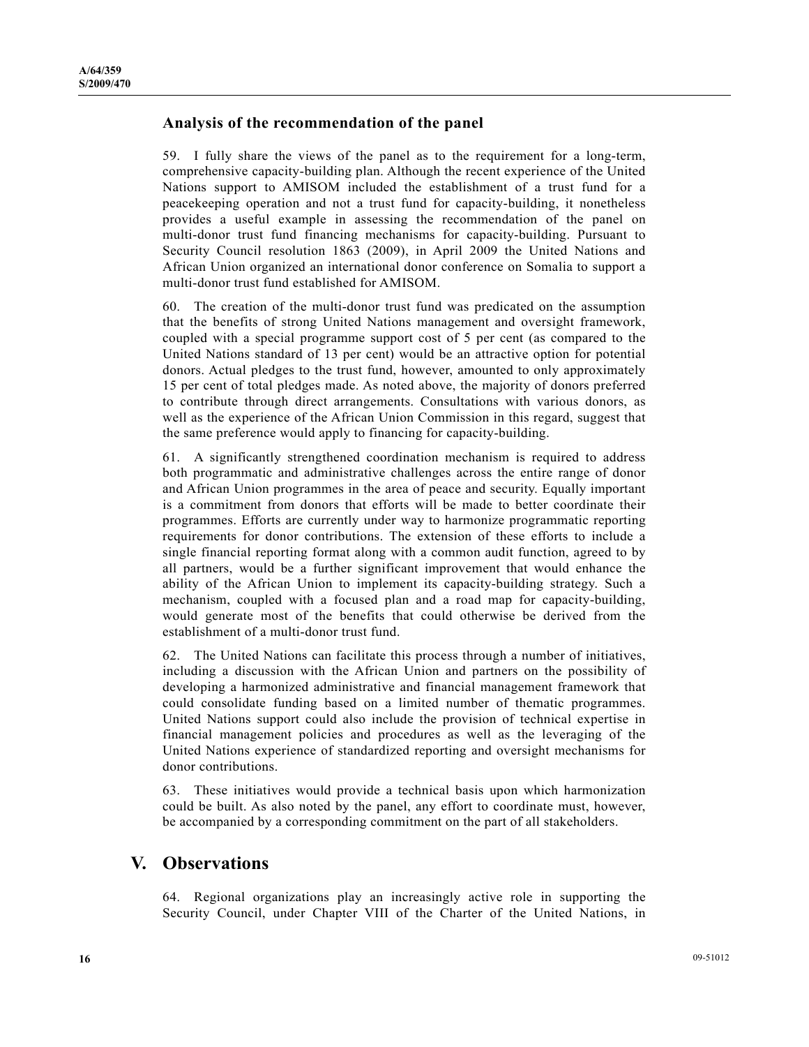### Analysis of the recommendation of the panel

59. I fully share the views of the panel as to the requirement for a long-term, comprehensive capacity-building plan. Although the recent experience of the United Nations support to AMISOM included the establishment of a trust fund for a peacekeeping operation and not a trust fund for capacity-building, it nonetheless provides a useful example in assessing the recommendation of the panel on multi-donor trust fund financing mechanisms for capacity-building. Pursuant to Security Council resolution 1863 (2009), in April 2009 the United Nations and African Union organized an international donor conference on Somalia to support a multi-donor trust fund established for AMISOM.

60. The creation of the multi-donor trust fund was predicated on the assumption that the benefits of strong United Nations management and oversight framework, coupled with a special programme support cost of 5 per cent (as compared to the United Nations standard of 13 per cent) would be an attractive option for potential donors. Actual pledges to the trust fund, however, amounted to only approximately 15 per cent of total pledges made. As noted above, the majority of donors preferred to contribute through direct arrangements. Consultations with various donors, as well as the experience of the African Union Commission in this regard, suggest that the same preference would apply to financing for capacity-building.

61. A significantly strengthened coordination mechanism is required to address both programmatic and administrative challenges across the entire range of donor and African Union programmes in the area of peace and security. Equally important is a commitment from donors that efforts will be made to better coordinate their programmes. Efforts are currently under way to harmonize programmatic reporting requirements for donor contributions. The extension of these efforts to include a single financial reporting format along with a common audit function, agreed to by all partners, would be a further significant improvement that would enhance the ability of the African Union to implement its capacity-building strategy. Such a mechanism, coupled with a focused plan and a road map for capacity-building, would generate most of the benefits that could otherwise be derived from the establishment of a multi-donor trust fund.

62. The United Nations can facilitate this process through a number of initiatives, including a discussion with the African Union and partners on the possibility of developing a harmonized administrative and financial management framework that could consolidate funding based on a limited number of thematic programmes. United Nations support could also include the provision of technical expertise in financial management policies and procedures as well as the leveraging of the United Nations experience of standardized reporting and oversight mechanisms for donor contributions.

63. These initiatives would provide a technical basis upon which harmonization could be built. As also noted by the panel, any effort to coordinate must, however, be accompanied by a corresponding commitment on the part of all stakeholders.

## V. Observations

64. Regional organizations play an increasingly active role in supporting the Security Council, under Chapter VIII of the Charter of the United Nations, in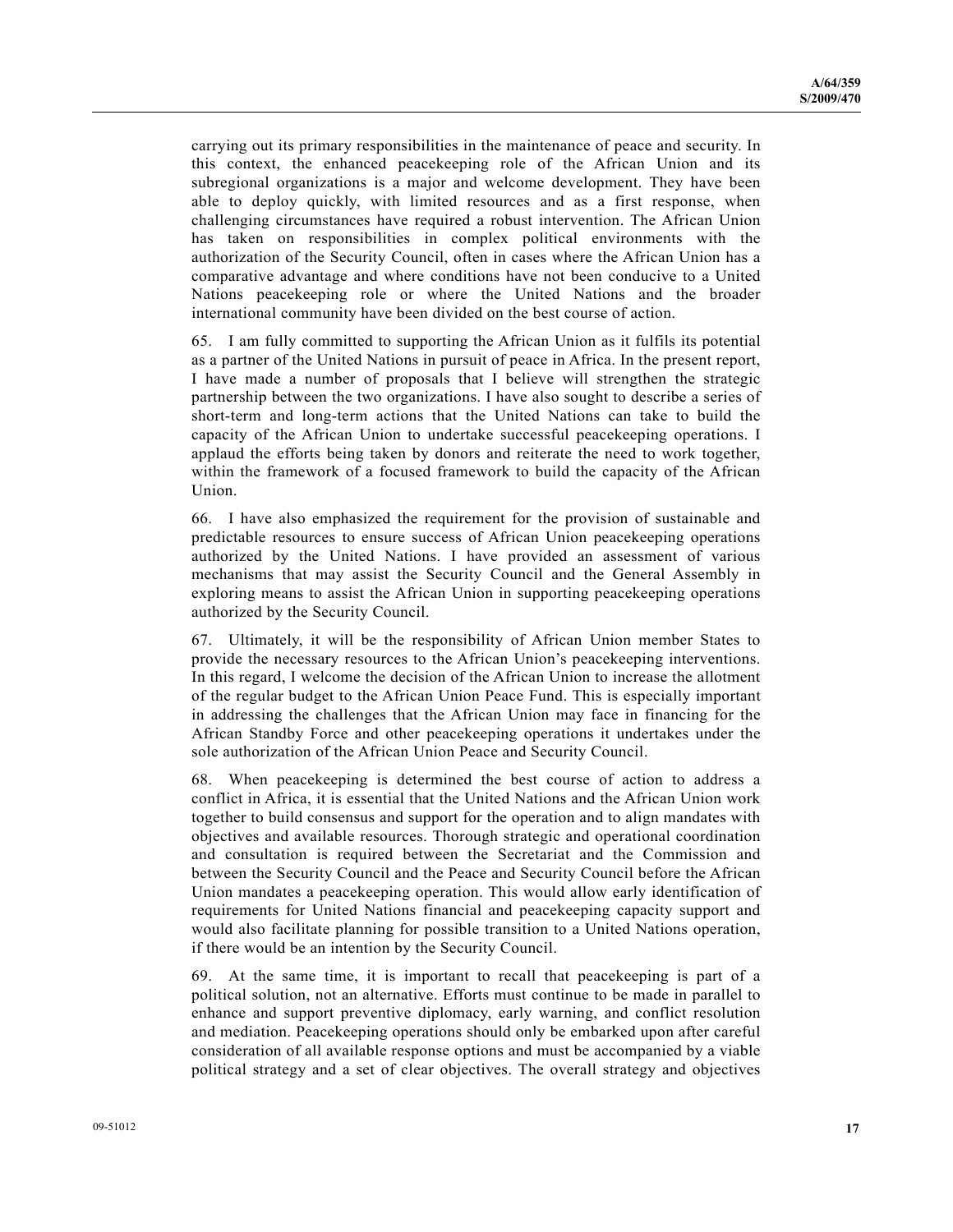carrying out its primary responsibilities in the maintenance of peace and security. In this context, the enhanced peacekeeping role of the African Union and its subregional organizations is a major and welcome development. They have been able to deploy quickly, with limited resources and as a first response, when challenging circumstances have required a robust intervention. The African Union has taken on responsibilities in complex political environments with the authorization of the Security Council, often in cases where the African Union has a comparative advantage and where conditions have not been conducive to a United Nations peacekeeping role or where the United Nations and the broader international community have been divided on the best course of action.

65. I am fully committed to supporting the African Union as it fulfils its potential as a partner of the United Nations in pursuit of peace in Africa. In the present report, I have made a number of proposals that I believe will strengthen the strategic partnership between the two organizations. I have also sought to describe a series of short-term and long-term actions that the United Nations can take to build the capacity of the African Union to undertake successful peacekeeping operations. I applaud the efforts being taken by donors and reiterate the need to work together, within the framework of a focused framework to build the capacity of the African Union.

66. I have also emphasized the requirement for the provision of sustainable and predictable resources to ensure success of African Union peacekeeping operations authorized by the United Nations. I have provided an assessment of various mechanisms that may assist the Security Council and the General Assembly in exploring means to assist the African Union in supporting peacekeeping operations authorized by the Security Council.

67. Ultimately, it will be the responsibility of African Union member States to provide the necessary resources to the African Union's peacekeeping interventions. In this regard, I welcome the decision of the African Union to increase the allotment of the regular budget to the African Union Peace Fund. This is especially important in addressing the challenges that the African Union may face in financing for the African Standby Force and other peacekeeping operations it undertakes under the sole authorization of the African Union Peace and Security Council.

68. When peacekeeping is determined the best course of action to address a conflict in Africa, it is essential that the United Nations and the African Union work together to build consensus and support for the operation and to align mandates with objectives and available resources. Thorough strategic and operational coordination and consultation is required between the Secretariat and the Commission and between the Security Council and the Peace and Security Council before the African Union mandates a peacekeeping operation. This would allow early identification of requirements for United Nations financial and peacekeeping capacity support and would also facilitate planning for possible transition to a United Nations operation, if there would be an intention by the Security Council.

69. At the same time, it is important to recall that peacekeeping is part of a political solution, not an alternative. Efforts must continue to be made in parallel to enhance and support preventive diplomacy, early warning, and conflict resolution and mediation. Peacekeeping operations should only be embarked upon after careful consideration of all available response options and must be accompanied by a viable political strategy and a set of clear objectives. The overall strategy and objectives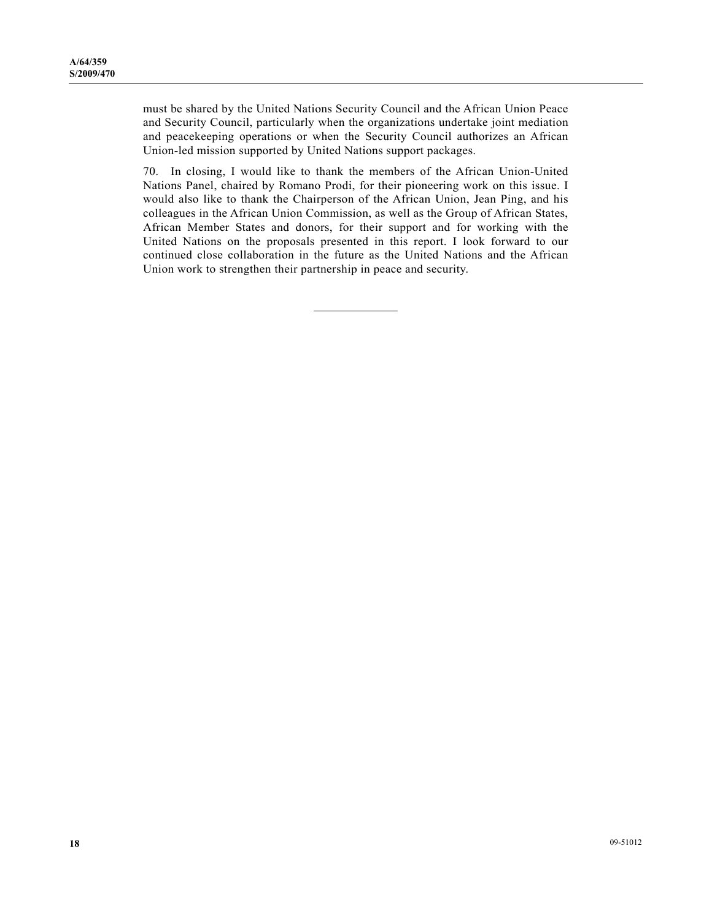must be shared by the United Nations Security Council and the African Union Peace and Security Council, particularly when the organizations undertake joint mediation and peacekeeping operations or when the Security Council authorizes an African Union-led mission supported by United Nations support packages.

70. In closing, I would like to thank the members of the African Union-United Nations Panel, chaired by Romano Prodi, for their pioneering work on this issue. I would also like to thank the Chairperson of the African Union, Jean Ping, and his colleagues in the African Union Commission, as well as the Group of African States, African Member States and donors, for their support and for working with the United Nations on the proposals presented in this report. I look forward to our continued close collaboration in the future as the United Nations and the African Union work to strengthen their partnership in peace and security.